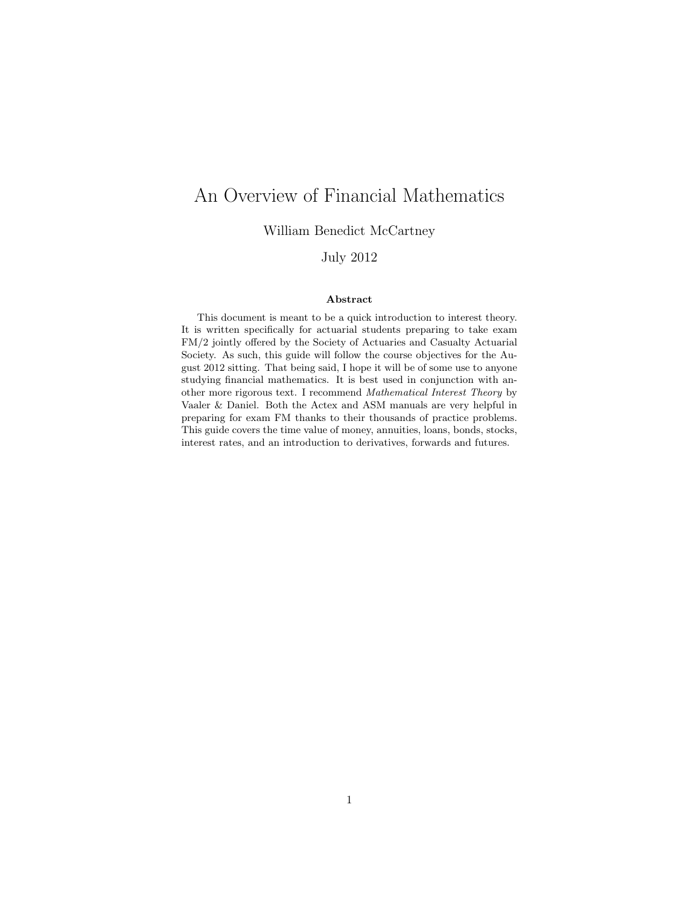# An Overview of Financial Mathematics

William Benedict McCartney

July 2012

**Abstract**

This document is meant to be a quick introduction to interest theory. It is written specifically for actuarial students preparing to take exam FM/2 jointly offered by the Society of Actuaries and Casualty Actuarial Society. As such, this guide will follow the course objectives for the August 2012 sitting. That being said, I hope it will be of some use to anyone studying financial mathematics. It is best used in conjunction with another more rigorous text. I recommend *Mathematical Interest Theory* by Vaaler & Daniel. Both the Actex and ASM manuals are very helpful in preparing for exam FM thanks to their thousands of practice problems. This guide covers the time value of money, annuities, loans, bonds, stocks, interest rates, and an introduction to derivatives, forwards and futures.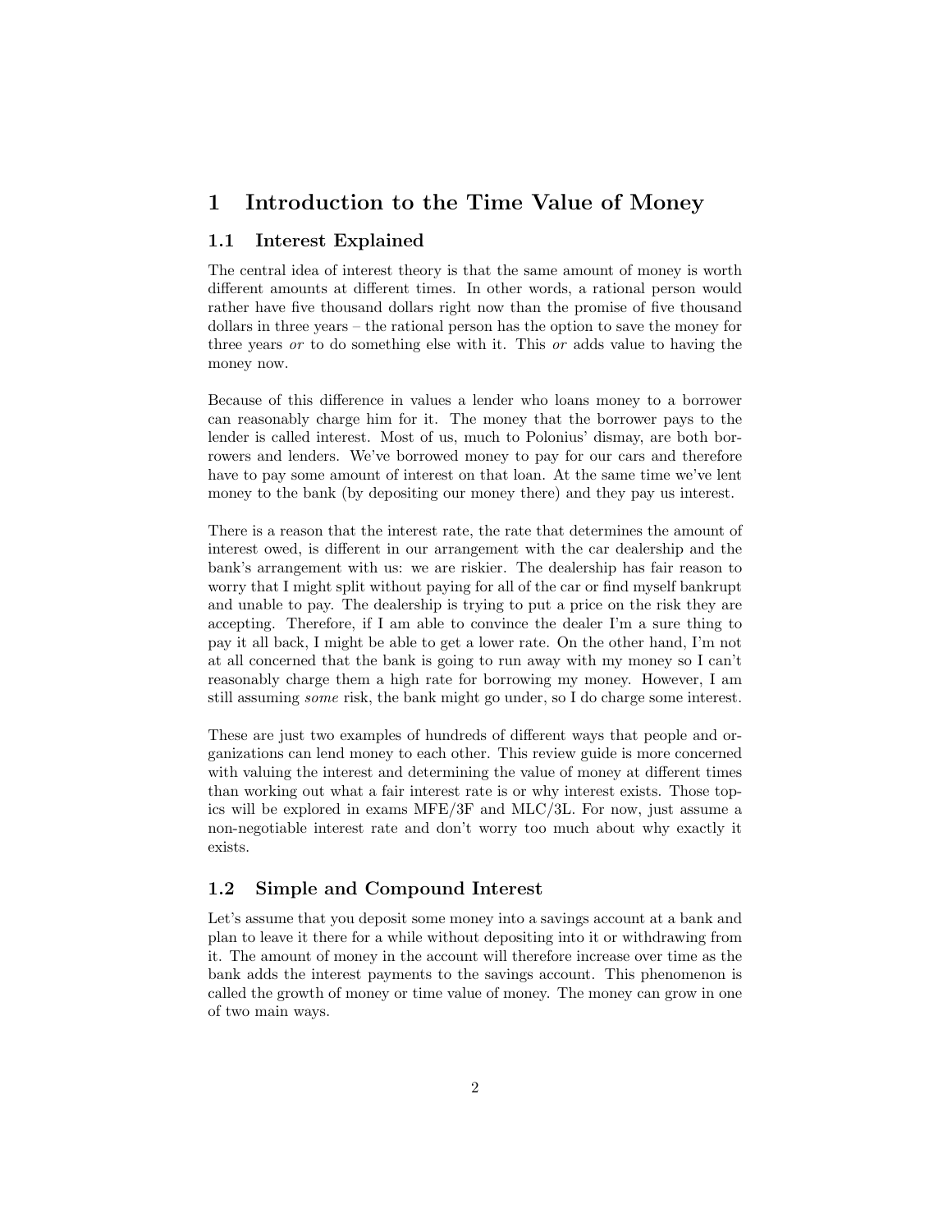# 1 Introduction to the Time Value of Money

## 1.1 Interest Explained

The central idea of interest theory is that the same amount of money is worth different amounts at different times. In other words, a rational person would rather have five thousand dollars right now than the promise of five thousand dollars in three years – the rational person has the option to save the money for three years *or* to do something else with it. This *or* adds value to having the money now.

Because of this difference in values a lender who loans money to a borrower can reasonably charge him for it. The money that the borrower pays to the lender is called interest. Most of us, much to Polonius' dismay, are both borrowers and lenders. We've borrowed money to pay for our cars and therefore have to pay some amount of interest on that loan. At the same time we've lent money to the bank (by depositing our money there) and they pay us interest.

There is a reason that the interest rate, the rate that determines the amount of interest owed, is different in our arrangement with the car dealership and the bank's arrangement with us: we are riskier. The dealership has fair reason to worry that I might split without paying for all of the car or find myself bankrupt and unable to pay. The dealership is trying to put a price on the risk they are accepting. Therefore, if I am able to convince the dealer I'm a sure thing to pay it all back, I might be able to get a lower rate. On the other hand, I'm not at all concerned that the bank is going to run away with my money so I can't reasonably charge them a high rate for borrowing my money. However, I am still assuming *some* risk, the bank might go under, so I do charge some interest.

These are just two examples of hundreds of different ways that people and organizations can lend money to each other. This review guide is more concerned with valuing the interest and determining the value of money at different times than working out what a fair interest rate is or why interest exists. Those topics will be explored in exams MFE/3F and MLC/3L. For now, just assume a non-negotiable interest rate and don't worry too much about why exactly it exists.

## 1.2 Simple and Compound Interest

Let's assume that you deposit some money into a savings account at a bank and plan to leave it there for a while without depositing into it or withdrawing from it. The amount of money in the account will therefore increase over time as the bank adds the interest payments to the savings account. This phenomenon is called the growth of money or time value of money. The money can grow in one of two main ways.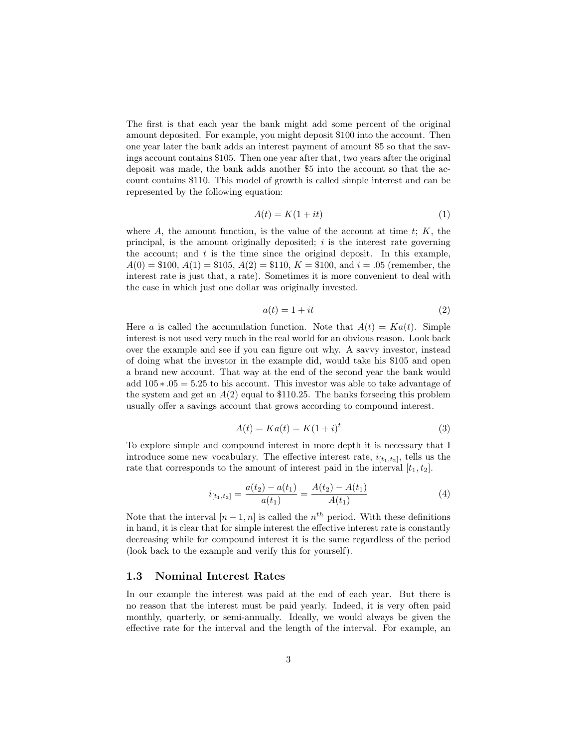The first is that each year the bank might add some percent of the original amount deposited. For example, you might deposit \$100 into the account. Then one year later the bank adds an interest payment of amount \$5 so that the savings account contains \$105. Then one year after that, two years after the original deposit was made, the bank adds another \$5 into the account so that the account contains \$110. This model of growth is called simple interest and can be represented by the following equation:

$$A(t) = K(1 + it) \tag{1}$$

where $A$, the amount function, is the value of the account at time $t$; $K$, the principal, is the amount originally deposited; $i$ is the interest rate governing the account; and $t$ is the time since the original deposit. In this example, $A(0) = \$100$, $A(1) = \$105$, $A(2) = \$110$, $K = \$100$, and $i = .05$ (remember, the interest rate is just that, a rate). Sometimes it is more convenient to deal with the case in which just one dollar was originally invested.

$$a(t) = 1 + it \tag{2}$$

Here $a$ is called the accumulation function. Note that $A(t) = Ka(t)$. Simple interest is not used very much in the real world for an obvious reason. Look back over the example and see if you can figure out why. A savvy investor, instead of doing what the investor in the example did, would take his \$105 and open a brand new account. That way at the end of the second year the bank would add $105 * .05 = 5.25$ to his account. This investor was able to take advantage of the system and get an $A(2)$ equal to \$110.25. The banks forseeing this problem usually offer a savings account that grows according to compound interest.

$$A(t) = Ka(t) = K(1 + i)^t \tag{3}$$

To explore simple and compound interest in more depth it is necessary that I introduce some new vocabulary. The effective interest rate, $i_{[t_1,t_2]}$, tells us the rate that corresponds to the amount of interest paid in the interval $[t_1, t_2]$.

$$i_{[t_1,t_2]} = \frac{a(t_2) - a(t_1)}{a(t_1)} = \frac{A(t_2) - A(t_1)}{A(t_1)} \tag{4}$$

Note that the interval $[n - 1, n]$ is called the $n^{th}$ period. With these definitions in hand, it is clear that for simple interest the effective interest rate is constantly decreasing while for compound interest it is the same regardless of the period (look back to the example and verify this for yourself).

### 1.3 Nominal Interest Rates

In our example the interest was paid at the end of each year. But there is no reason that the interest must be paid yearly. Indeed, it is very often paid monthly, quarterly, or semi-annually. Ideally, we would always be given the effective rate for the interval and the length of the interval. For example, an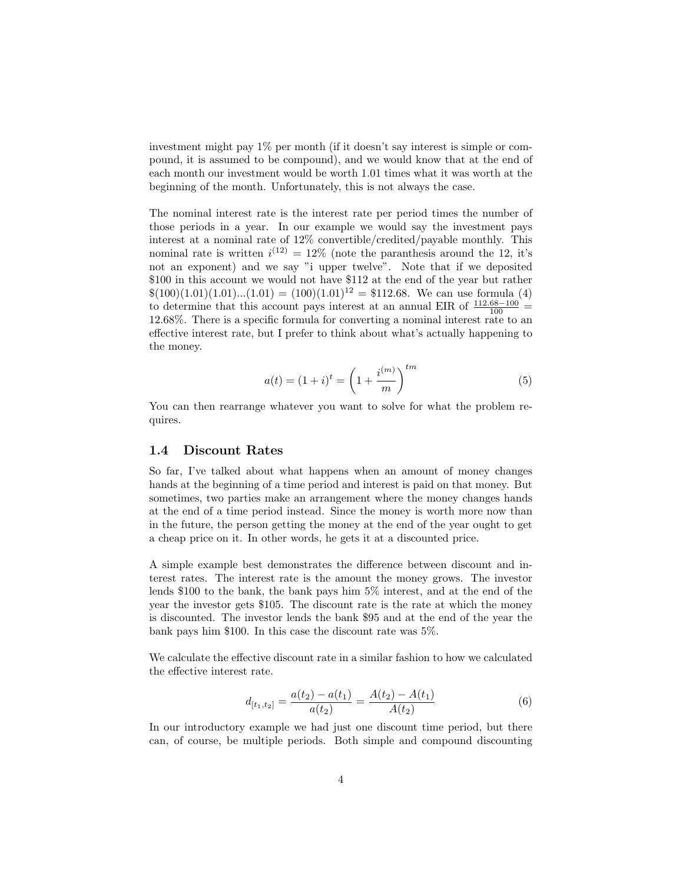investment might pay 1% per month (if it doesn't say interest is simple or compound, it is assumed to be compound), and we would know that at the end of each month our investment would be worth 1.01 times what it was worth at the beginning of the month. Unfortunately, this is not always the case.

The nominal interest rate is the interest rate per period times the number of those periods in a year. In our example we would say the investment pays interest at a nominal rate of 12% convertible/credited/payable monthly. This nominal rate is written $i^{(12)} = 12\%$ (note the paranthesis around the 12, it's not an exponent) and we say "i upper twelve". Note that if we deposited \$100 in this account we would not have \$112 at the end of the year but rather $\$(100)(1.01)(1.01)...(1.01) = (100)(1.01)^{12} = \$112.68$. We can use formula (4) to determine that this account pays interest at an annual EIR of $\frac{112.68-100}{100} = 12.68\%$. There is a specific formula for converting a nominal interest rate to an effective interest rate, but I prefer to think about what's actually happening to the money.

$$a(t) = (1+i)^t = \left(1 + \frac{i^{(m)}}{m}\right)^{tm} \tag{5}$$

You can then rearrange whatever you want to solve for what the problem requires.

### 1.4 Discount Rates

So far, I've talked about what happens when an amount of money changes hands at the beginning of a time period and interest is paid on that money. But sometimes, two parties make an arrangement where the money changes hands at the end of a time period instead. Since the money is worth more now than in the future, the person getting the money at the end of the year ought to get a cheap price on it. In other words, he gets it at a discounted price.

A simple example best demonstrates the difference between discount and interest rates. The interest rate is the amount the money grows. The investor lends \$100 to the bank, the bank pays him 5% interest, and at the end of the year the investor gets \$105. The discount rate is the rate at which the money is discounted. The investor lends the bank \$95 and at the end of the year the bank pays him \$100. In this case the discount rate was 5%.

We calculate the effective discount rate in a similar fashion to how we calculated the effective interest rate.

$$d_{[t_1,t_2]} = \frac{a(t_2) - a(t_1)}{a(t_2)} = \frac{A(t_2) - A(t_1)}{A(t_2)} \tag{6}$$

In our introductory example we had just one discount time period, but there can, of course, be multiple periods. Both simple and compound discounting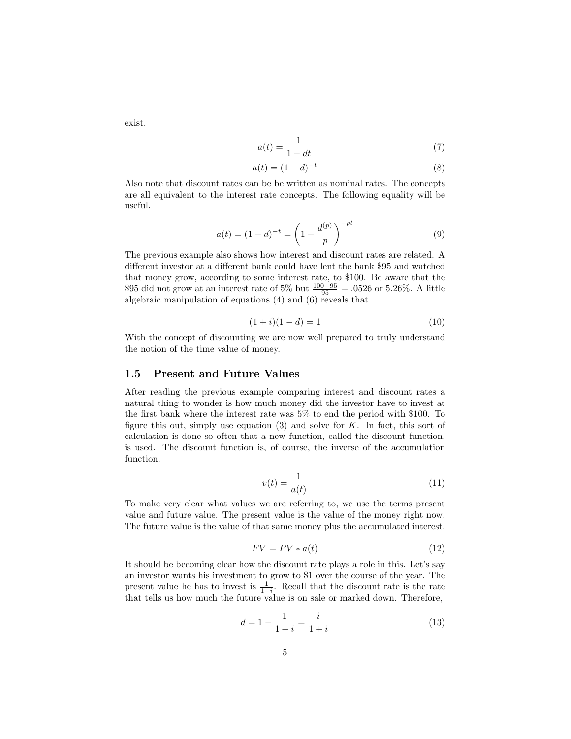exist.

$$a(t) = \frac{1}{1 - dt} \tag{7}$$

$$a(t) = (1 - d)^{-t} \tag{8}$$

Also note that discount rates can be be written as nominal rates. The concepts are all equivalent to the interest rate concepts. The following equality will be useful.

$$a(t) = (1 - d)^{-t} = \left(1 - \frac{d^{(p)}}{p}\right)^{-pt} \tag{9}$$

The previous example also shows how interest and discount rates are related. A different investor at a different bank could have lent the bank \$95 and watched that money grow, according to some interest rate, to \$100. Be aware that the \$95 did not grow at an interest rate of 5% but $\frac{100-95}{95} = .0526$ or 5.26%. A little algebraic manipulation of equations (4) and (6) reveals that

$$(1 + i)(1 - d) = 1 \tag{10}$$

With the concept of discounting we are now well prepared to truly understand the notion of the time value of money.

## 1.5 Present and Future Values

After reading the previous example comparing interest and discount rates a natural thing to wonder is how much money did the investor have to invest at the first bank where the interest rate was 5% to end the period with \$100. To figure this out, simply use equation (3) and solve for $K$. In fact, this sort of calculation is done so often that a new function, called the discount function, is used. The discount function is, of course, the inverse of the accumulation function.

$$v(t) = \frac{1}{a(t)} \tag{11}$$

To make very clear what values we are referring to, we use the terms present value and future value. The present value is the value of the money right now. The future value is the value of that same money plus the accumulated interest.

$$FV = PV * a(t) \tag{12}$$

It should be becoming clear how the discount rate plays a role in this. Let's say an investor wants his investment to grow to \$1 over the course of the year. The present value he has to invest is $\frac{1}{1+i}$. Recall that the discount rate is the rate that tells us how much the future value is on sale or marked down. Therefore,

$$d = 1 - \frac{1}{1 + i} = \frac{i}{1 + i} \tag{13}$$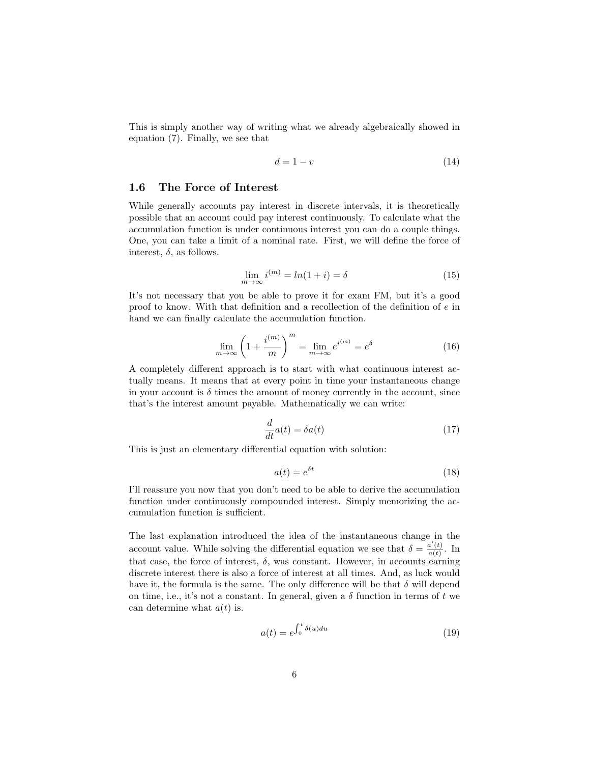This is simply another way of writing what we already algebraically showed in equation (7). Finally, we see that

$$d = 1 - v \tag{14}$$

### 1.6 The Force of Interest

While generally accounts pay interest in discrete intervals, it is theoretically possible that an account could pay interest continuously. To calculate what the accumulation function is under continuous interest you can do a couple things. One, you can take a limit of a nominal rate. First, we will define the force of interest, $\delta$, as follows.

$$\lim_{m \to \infty} i^{(m)} = ln(1+i) = \delta \tag{15}$$

It's not necessary that you be able to prove it for exam FM, but it's a good proof to know. With that definition and a recollection of the definition of $e$ in hand we can finally calculate the accumulation function.

$$\lim_{m \to \infty} \left(1 + \frac{i^{(m)}}{m}\right)^m = \lim_{m \to \infty} e^{i^{(m)}} = e^{\delta} \tag{16}$$

A completely different approach is to start with what continuous interest actually means. It means that at every point in time your instantaneous change in your account is $\delta$ times the amount of money currently in the account, since that's the interest amount payable. Mathematically we can write:

$$\frac{d}{dt}a(t) = \delta a(t) \tag{17}$$

This is just an elementary differential equation with solution:

$$a(t) = e^{\delta t} \tag{18}$$

I'll reassure you now that you don't need to be able to derive the accumulation function under continuously compounded interest. Simply memorizing the accumulation function is sufficient.

The last explanation introduced the idea of the instantaneous change in the account value. While solving the differential equation we see that $\delta = \frac{a'(t)}{a(t)}$. In that case, the force of interest, $\delta$, was constant. However, in accounts earning discrete interest there is also a force of interest at all times. And, as luck would have it, the formula is the same. The only difference will be that $\delta$ will depend on time, i.e., it's not a constant. In general, given a $\delta$ function in terms of $t$ we can determine what $a(t)$ is.

$$a(t) = e^{\int_0^t \delta(u)du} \tag{19}$$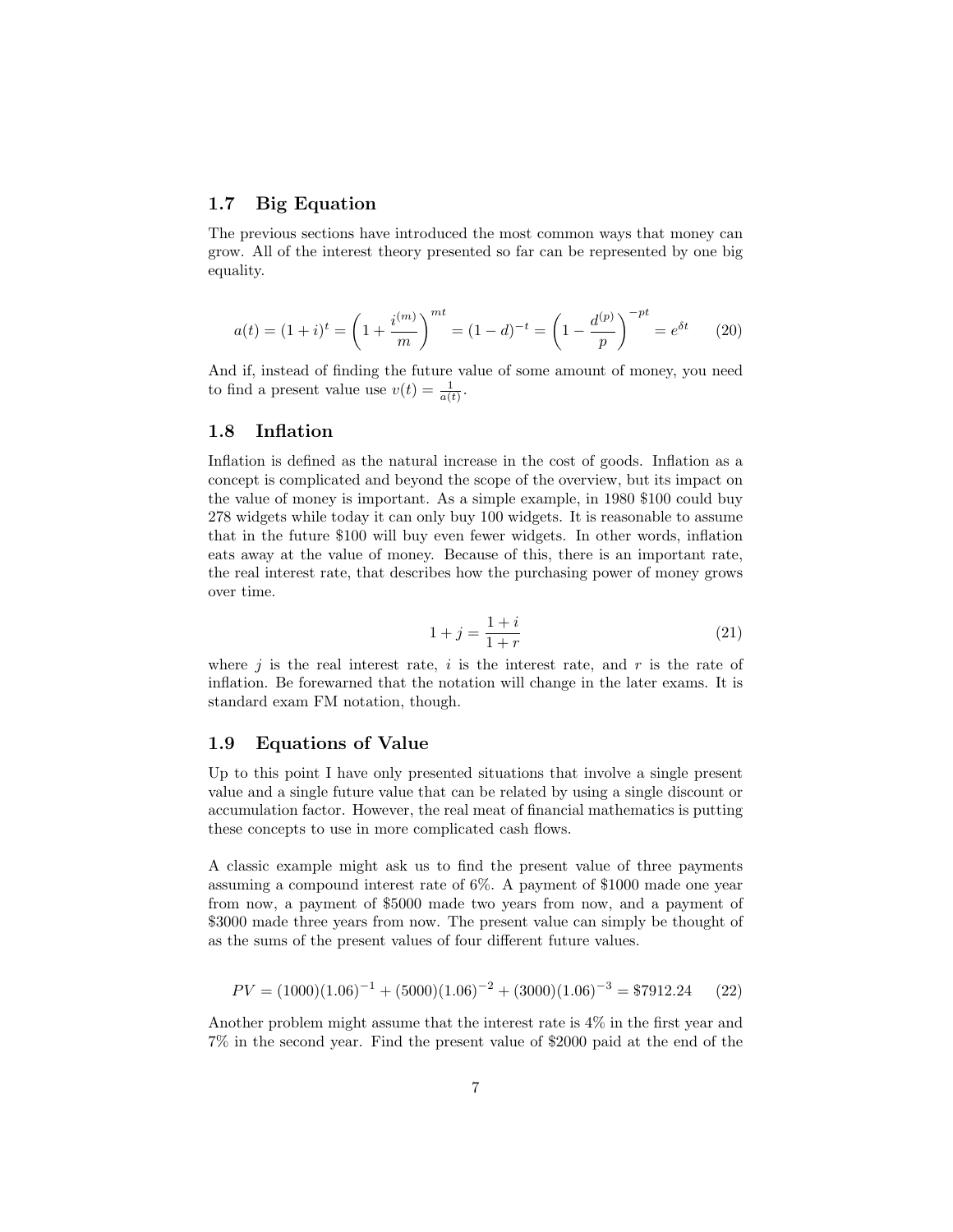## 1.7 Big Equation

The previous sections have introduced the most common ways that money can grow. All of the interest theory presented so far can be represented by one big equality.

$$a(t) = (1+i)^t = \left(1 + \frac{i^{(m)}}{m}\right)^{mt} = (1-d)^{-t} = \left(1 - \frac{d^{(p)}}{p}\right)^{-pt} = e^{\delta t} \tag{20}$$

And if, instead of finding the future value of some amount of money, you need to find a present value use $v(t) = \frac{1}{a(t)}$.

## 1.8 Inflation

Inflation is defined as the natural increase in the cost of goods. Inflation as a concept is complicated and beyond the scope of the overview, but its impact on the value of money is important. As a simple example, in 1980 \$100 could buy 278 widgets while today it can only buy 100 widgets. It is reasonable to assume that in the future \$100 will buy even fewer widgets. In other words, inflation eats away at the value of money. Because of this, there is an important rate, the real interest rate, that describes how the purchasing power of money grows over time.

$$1 + j = \frac{1+i}{1+r} \tag{21}$$

where $j$ is the real interest rate, $i$ is the interest rate, and $r$ is the rate of inflation. Be forewarned that the notation will change in the later exams. It is standard exam FM notation, though.

## 1.9 Equations of Value

Up to this point I have only presented situations that involve a single present value and a single future value that can be related by using a single discount or accumulation factor. However, the real meat of financial mathematics is putting these concepts to use in more complicated cash flows.

A classic example might ask us to find the present value of three payments assuming a compound interest rate of 6%. A payment of \$1000 made one year from now, a payment of \$5000 made two years from now, and a payment of \$3000 made three years from now. The present value can simply be thought of as the sums of the present values of four different future values.

$$PV = (1000)(1.06)^{-1} + (5000)(1.06)^{-2} + (3000)(1.06)^{-3} = \$7912.24 \tag{22}$$

Another problem might assume that the interest rate is 4% in the first year and 7% in the second year. Find the present value of \$2000 paid at the end of the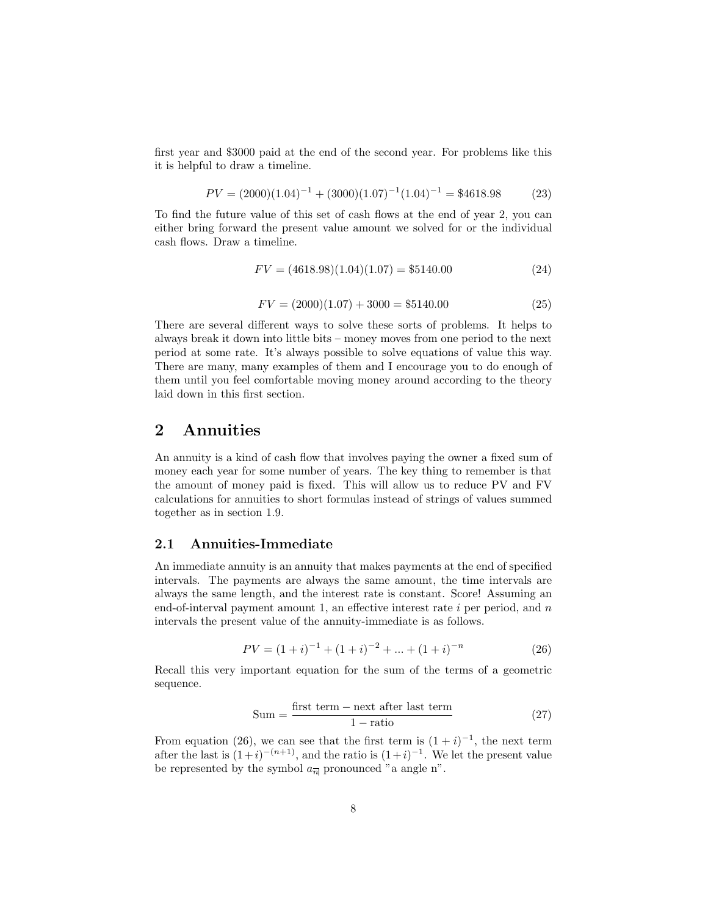first year and $3000 paid at the end of the second year. For problems like this it is helpful to draw a timeline.

$$PV = (2000)(1.04)^{-1} + (3000)(1.07)^{-1}(1.04)^{-1} = \$4618.98 \tag{23}$$

To find the future value of this set of cash flows at the end of year 2, you can either bring forward the present value amount we solved for or the individual cash flows. Draw a timeline.

$$FV = (4618.98)(1.04)(1.07) = \$5140.00 \tag{24}$$

$$FV = (2000)(1.07) + 3000 = \$5140.00 \tag{25}$$

There are several different ways to solve these sorts of problems. It helps to always break it down into little bits – money moves from one period to the next period at some rate. It's always possible to solve equations of value this way. There are many, many examples of them and I encourage you to do enough of them until you feel comfortable moving money around according to the theory laid down in this first section.

## 2 Annuities

An annuity is a kind of cash flow that involves paying the owner a fixed sum of money each year for some number of years. The key thing to remember is that the amount of money paid is fixed. This will allow us to reduce PV and FV calculations for annuities to short formulas instead of strings of values summed together as in section 1.9.

### 2.1 Annuities-Immediate

An immediate annuity is an annuity that makes payments at the end of specified intervals. The payments are always the same amount, the time intervals are always the same length, and the interest rate is constant. Score! Assuming an end-of-interval payment amount 1, an effective interest rate $i$ per period, and $n$ intervals the present value of the annuity-immediate is as follows.

$$PV = (1+i)^{-1} + (1+i)^{-2} + ... + (1+i)^{-n} \tag{26}$$

Recall this very important equation for the sum of the terms of a geometric sequence.

$$\text{Sum} = \frac{\text{first term} - \text{next after last term}}{1 - \text{ratio}} \tag{27}$$

From equation (26), we can see that the first term is $(1+i)^{-1}$, the next term after the last is $(1+i)^{-(n+1)}$, and the ratio is $(1+i)^{-1}$. We let the present value be represented by the symbol $a_{\overline{n}|}$ pronounced "a angle n".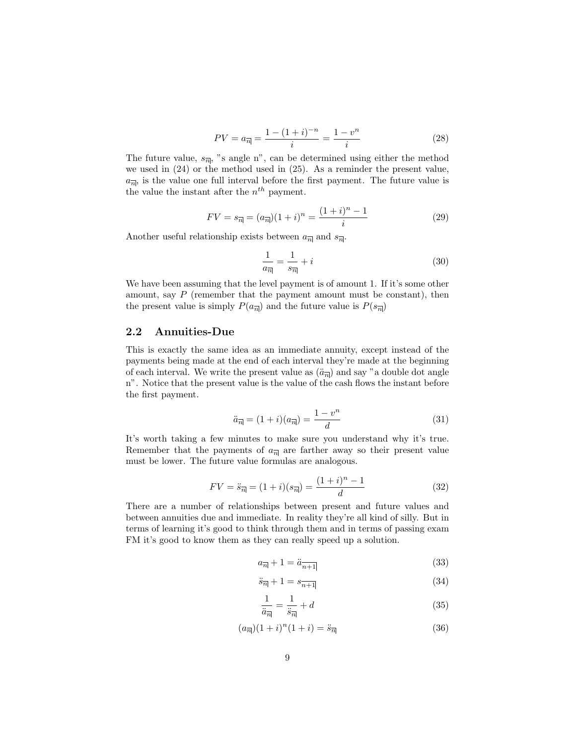$$PV = a_{\overline{n}|} = \frac{1-(1+i)^{-n}}{i} = \frac{1-v^n}{i} \tag{28}$$

The future value, $s_{\overline{n}|}$, "s angle n", can be determined using either the method we used in (24) or the method used in (25). As a reminder the present value, $a_{\overline{n}|}$, is the value one full interval before the first payment. The future value is the value the instant after the $n^{th}$ payment.

$$FV = s_{\overline{n}|} = (a_{\overline{n}|})(1+i)^n = \frac{(1+i)^n - 1}{i} \tag{29}$$

Another useful relationship exists between $a_{\overline{n}|}$ and $s_{\overline{n}|}$.

$$\frac{1}{a_{\overline{n}|}} = \frac{1}{s_{\overline{n}|}} + i \tag{30}$$

We have been assuming that the level payment is of amount 1. If it's some other amount, say $P$ (remember that the payment amount must be constant), then the present value is simply $P(a_{\overline{n}|})$ and the future value is $P(s_{\overline{n}|})$

## 2.2 Annuities-Due

This is exactly the same idea as an immediate annuity, except instead of the payments being made at the end of each interval they're made at the beginning of each interval. We write the present value as $(\ddot{a}_{\overline{n}|})$ and say "a double dot angle n". Notice that the present value is the value of the cash flows the instant before the first payment.

$$\ddot{a}_{\overline{n}|} = (1+i)(a_{\overline{n}|}) = \frac{1-v^n}{d} \tag{31}$$

It's worth taking a few minutes to make sure you understand why it's true. Remember that the payments of $a_{\overline{n}|}$ are farther away so their present value must be lower. The future value formulas are analogous.

$$FV = \ddot{s}_{\overline{n}|} = (1+i)(s_{\overline{n}|}) = \frac{(1+i)^n - 1}{d} \tag{32}$$

There are a number of relationships between present and future values and between annuities due and immediate. In reality they're all kind of silly. But in terms of learning it's good to think through them and in terms of passing exam FM it's good to know them as they can really speed up a solution.

$$a_{\overline{n}|} + 1 = \ddot{a}_{\overline{n+1}|} \tag{33}$$

$$\ddot{s}_{\overline{n}|} + 1 = s_{\overline{n+1}|} \tag{34}$$

$$\frac{1}{\ddot{a}_{\overline{n}|}} = \frac{1}{\ddot{s}_{\overline{n}|}} + d \tag{35}$$

$$(a_{\overline{n}|})(1+i)^n(1+i) = \ddot{s}_{\overline{n}|} \tag{36}$$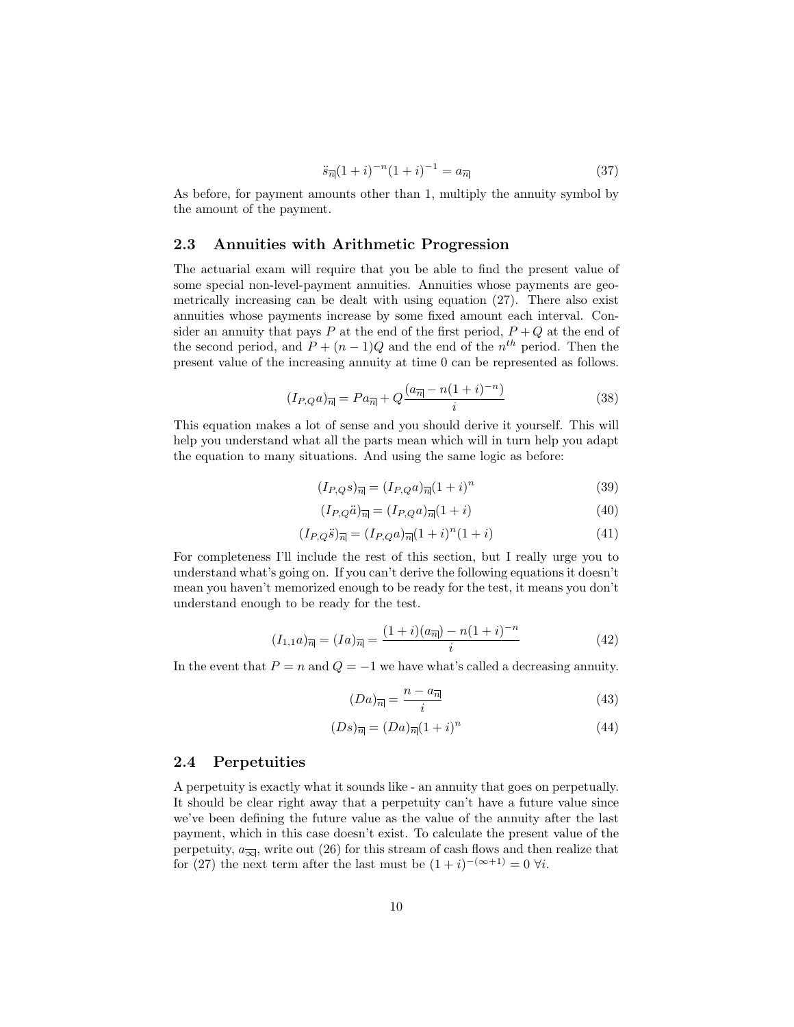$$\ddot{s}_{\overline{n}|}(1+i)^{-n}(1+i)^{-1} = a_{\overline{n}|} \tag{37}$$

As before, for payment amounts other than 1, multiply the annuity symbol by the amount of the payment.

## 2.3 Annuities with Arithmetic Progression

The actuarial exam will require that you be able to find the present value of some special non-level-payment annuities. Annuities whose payments are geometrically increasing can be dealt with using equation (27). There also exist annuities whose payments increase by some fixed amount each interval. Consider an annuity that pays $P$ at the end of the first period, $P+Q$ at the end of the second period, and $P+(n-1)Q$ and the end of the $n^{th}$ period. Then the present value of the increasing annuity at time 0 can be represented as follows.

$$(I_{P,Q}a)_{\overline{n}|} = Pa_{\overline{n}|} + Q\frac{(a_{\overline{n}|} - n(1+i)^{-n})}{i} \tag{38}$$

This equation makes a lot of sense and you should derive it yourself. This will help you understand what all the parts mean which will in turn help you adapt the equation to many situations. And using the same logic as before:

$$(I_{P,Q}s)_{\overline{n}|} = (I_{P,Q}a)_{\overline{n}|}(1+i)^n \tag{39}$$

$$(I_{P,Q}\ddot{a})_{\overline{n}|} = (I_{P,Q}a)_{\overline{n}|}(1+i) \tag{40}$$

$$(I_{P,Q}\ddot{s})_{\overline{n}|} = (I_{P,Q}a)_{\overline{n}|}(1+i)^n(1+i) \tag{41}$$

For completeness I'll include the rest of this section, but I really urge you to understand what's going on. If you can't derive the following equations it doesn't mean you haven't memorized enough to be ready for the test, it means you don't understand enough to be ready for the test.

$$(I_{1,1}a)_{\overline{n}|} = (Ia)_{\overline{n}|} = \frac{(1+i)(a_{\overline{n}|}) - n(1+i)^{-n}}{i} \tag{42}$$

In the event that $P = n$ and $Q = -1$ we have what's called a decreasing annuity.

$$(Da)_{\overline{n}|} = \frac{n - a_{\overline{n}|}}{i} \tag{43}$$

$$(Ds)_{\overline{n}|} = (Da)_{\overline{n}|}(1+i)^n \tag{44}$$

## 2.4 Perpetuities

A perpetuity is exactly what it sounds like - an annuity that goes on perpetually. It should be clear right away that a perpetuity can't have a future value since we've been defining the future value as the value of the annuity after the last payment, which in this case doesn't exist. To calculate the present value of the perpetuity, $a_{\overline{\infty}|}$, write out (26) for this stream of cash flows and then realize that for (27) the next term after the last must be $(1+i)^{-(\infty+1)} = 0 \ \forall i$.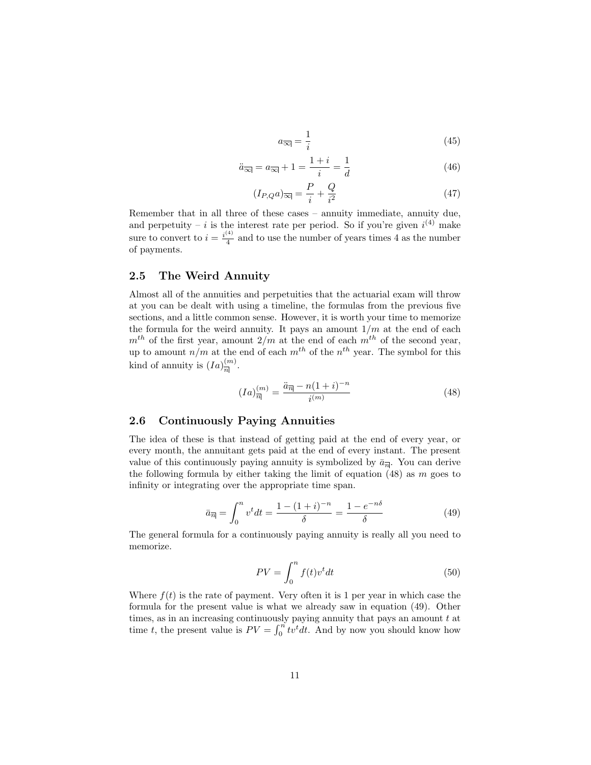$$a_{\overline{\infty}|} = \frac{1}{i} \tag{45}$$

$$\ddot{a}_{\overline{\infty}|} = a_{\overline{\infty}|} + 1 = \frac{1+i}{i} = \frac{1}{d} \tag{46}$$

$$(I_{P,Q}a)_{\overline{\infty}|} = \frac{P}{i} + \frac{Q}{i^2} \tag{47}$$

Remember that in all three of these cases – annuity immediate, annuity due, and perpetuity – $i$ is the interest rate per period. So if you're given $i^{(4)}$ make sure to convert to $i = \frac{i^{(4)}}{4}$ and to use the number of years times 4 as the number of payments.

## 2.5 The Weird Annuity

Almost all of the annuities and perpetuities that the actuarial exam will throw at you can be dealt with using a timeline, the formulas from the previous five sections, and a little common sense. However, it is worth your time to memorize the formula for the weird annuity. It pays an amount $1/m$ at the end of each $m^{th}$ of the first year, amount $2/m$ at the end of each $m^{th}$ of the second year, up to amount $n/m$ at the end of each $m^{th}$ of the $n^{th}$ year. The symbol for this kind of annuity is $(Ia)^{(m)}_{\overline{n}|}$.

$$(Ia)^{(m)}_{\overline{n}|} = \frac{\ddot{a}_{\overline{n}|} - n(1+i)^{-n}}{i^{(m)}} \tag{48}$$

## 2.6 Continuously Paying Annuities

The idea of these is that instead of getting paid at the end of every year, or every month, the annuitant gets paid at the end of every instant. The present value of this continuously paying annuity is symbolized by $\bar{a}_{\overline{n}|}$. You can derive the following formula by either taking the limit of equation (48) as $m$ goes to infinity or integrating over the appropriate time span.

$$\bar{a}_{\overline{n}|} = \int_0^n v^t dt = \frac{1-(1+i)^{-n}}{\delta} = \frac{1-e^{-n\delta}}{\delta} \tag{49}$$

The general formula for a continuously paying annuity is really all you need to memorize.

$$PV = \int_0^n f(t)v^t dt \tag{50}$$

Where $f(t)$ is the rate of payment. Very often it is 1 per year in which case the formula for the present value is what we already saw in equation (49). Other times, as in an increasing continuously paying annuity that pays an amount $t$ at time $t$, the present value is $PV = \int_0^n tv^t dt$. And by now you should know how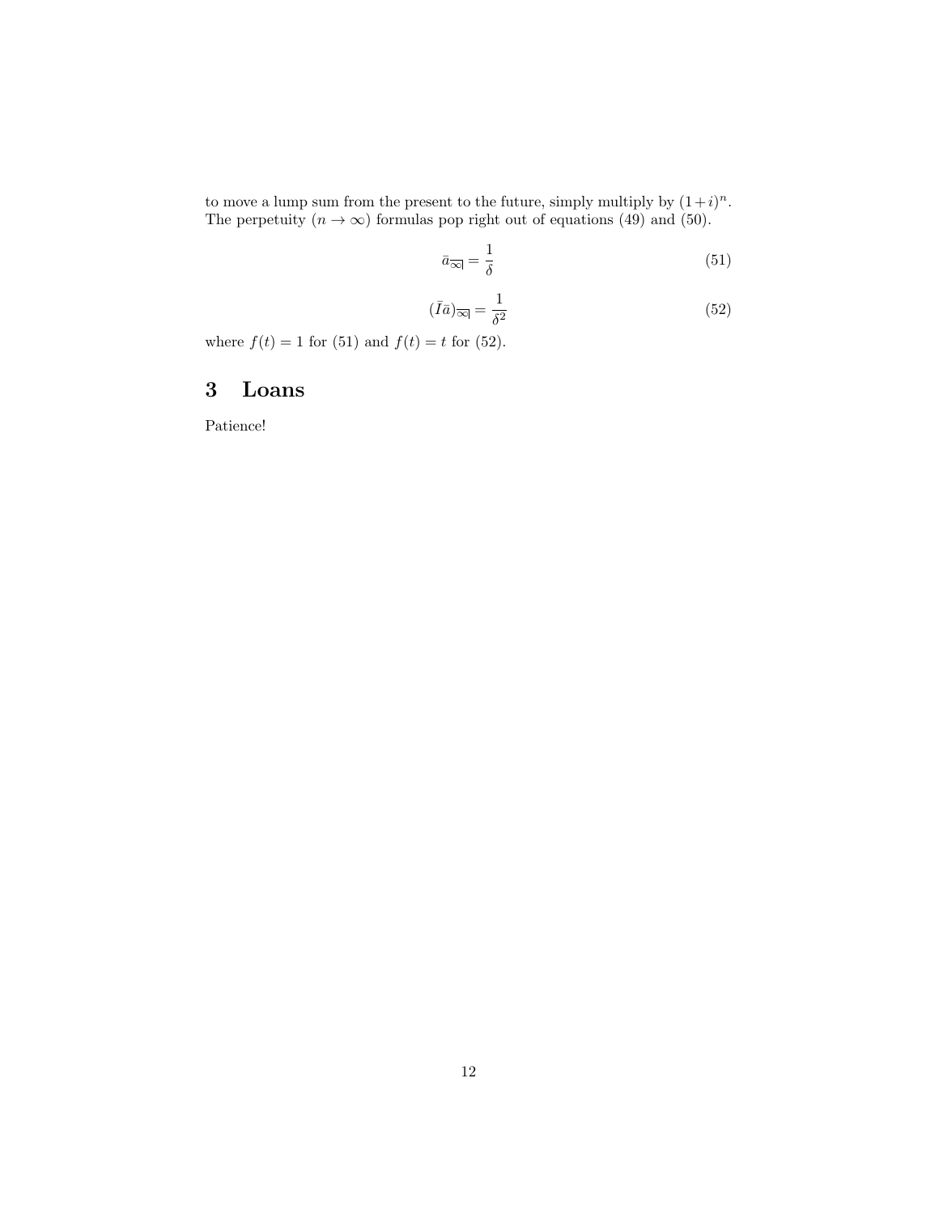to move a lump sum from the present to the future, simply multiply by $(1+i)^n$. The perpetuity ($n \to \infty$) formulas pop right out of equations (49) and (50).

$$\bar{a}_{\overline{\infty}|} = \frac{1}{\delta} \tag{51}$$

$$(\bar{I}\bar{a})_{\overline{\infty}|} = \frac{1}{\delta^2} \tag{52}$$

where $f(t) = 1$ for (51) and $f(t) = t$ for (52).

# 3 Loans

Patience!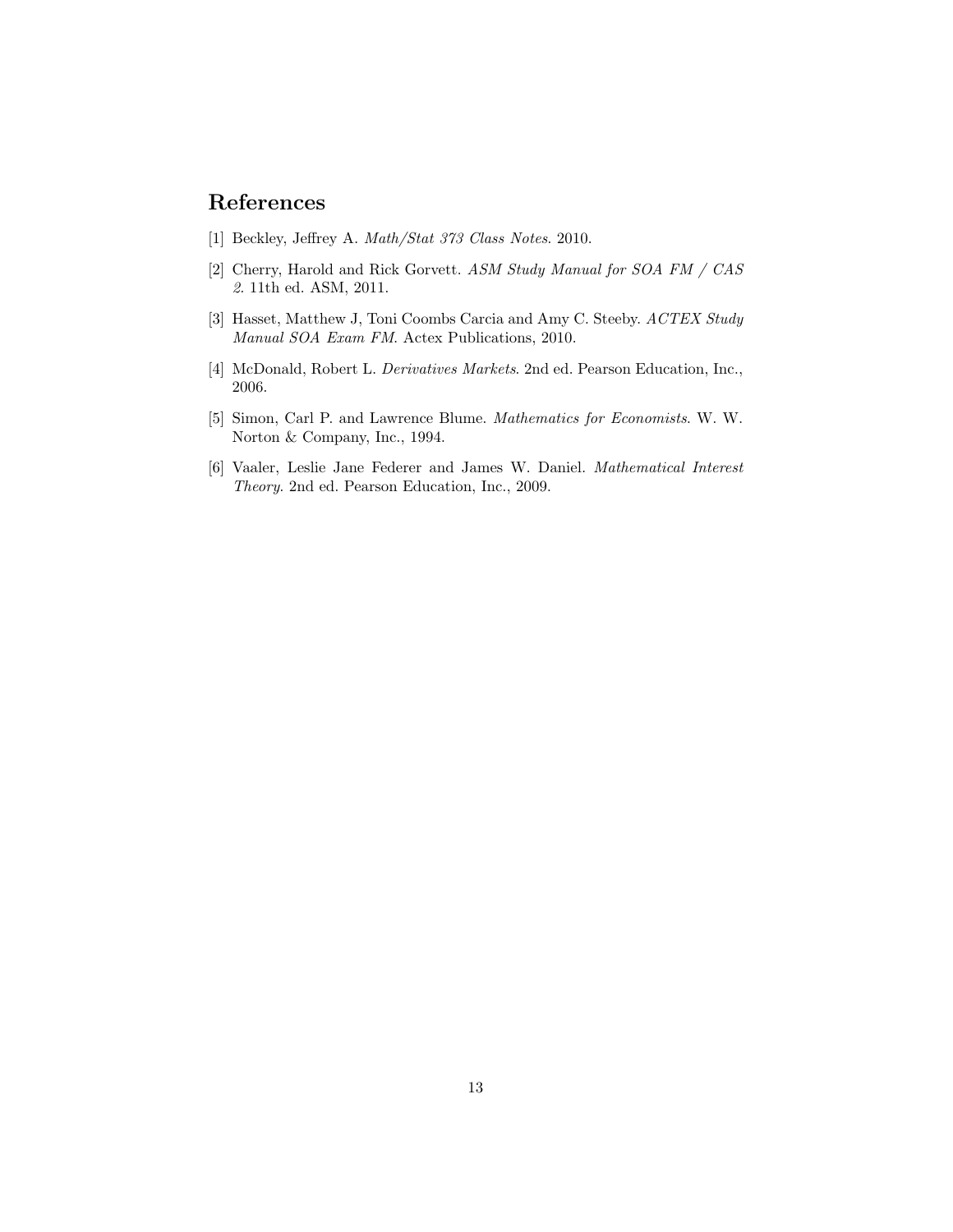## References

[1] Beckley, Jeffrey A. *Math/Stat 373 Class Notes*. 2010.

[2] Cherry, Harold and Rick Gorvett. *ASM Study Manual for SOA FM / CAS 2*. 11th ed. ASM, 2011.

[3] Hasset, Matthew J, Toni Coombs Carcia and Amy C. Steeby. *ACTEX Study Manual SOA Exam FM*. Actex Publications, 2010.

[4] McDonald, Robert L. *Derivatives Markets*. 2nd ed. Pearson Education, Inc., 2006.

[5] Simon, Carl P. and Lawrence Blume. *Mathematics for Economists*. W. W. Norton & Company, Inc., 1994.

[6] Vaaler, Leslie Jane Federer and James W. Daniel. *Mathematical Interest Theory*. 2nd ed. Pearson Education, Inc., 2009.